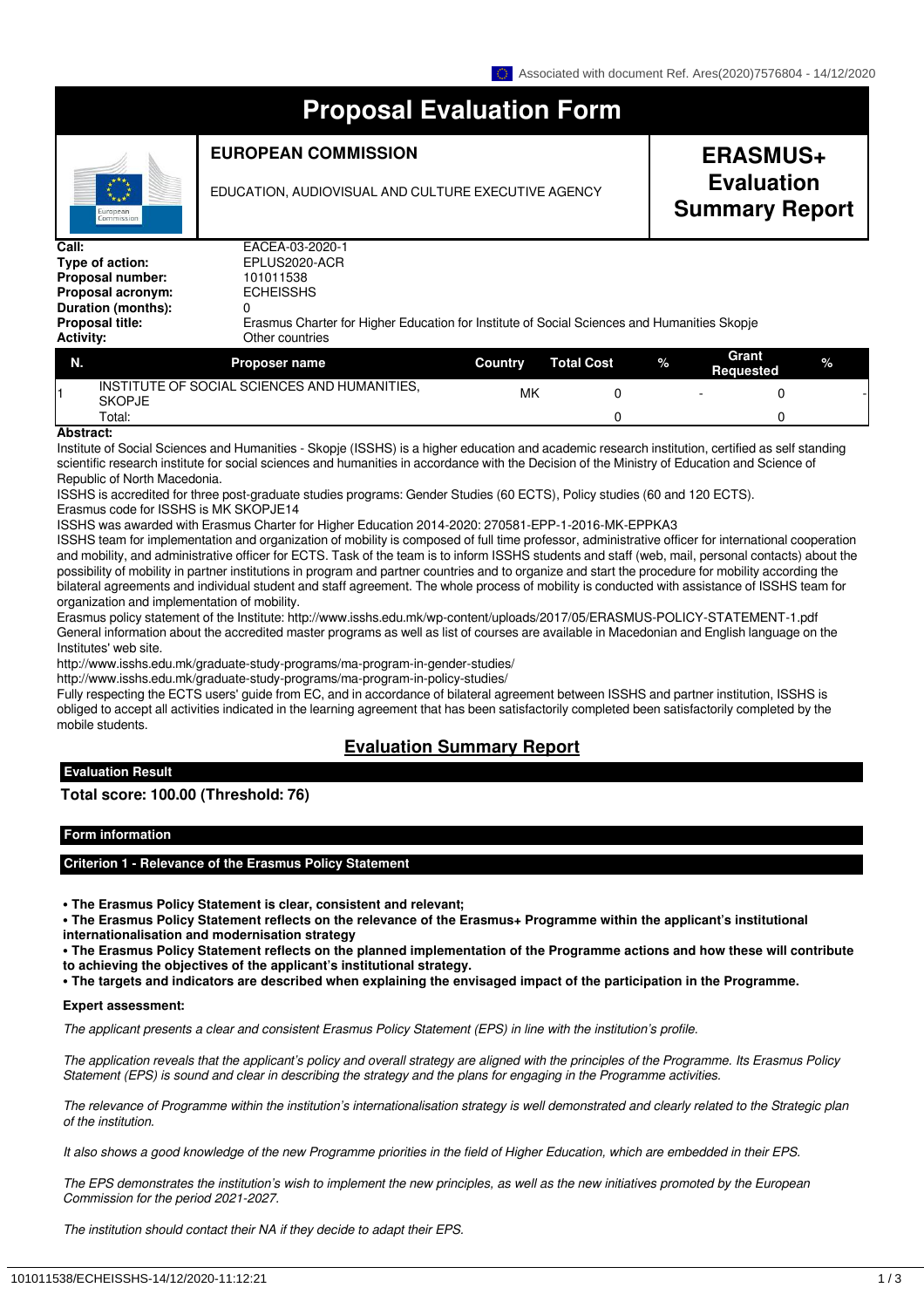Associated with document Ref. Ares(2020)7576804 - 14/12/2020

# Proposal Evaluation Form

**EUROPEAN COMMISSION**

EDUCATION, AUDIOVISUAL AND CULTURE EXECUTIVE AGENCY

**ERASMUS+ Evaluation Summary Report**

| | |
|---|---|
| **Call:** | EACEA-03-2020-1 |
| **Type of action:** | EPLUS2020-ACR |
| **Proposal number:** | 101011538 |
| **Proposal acronym:** | ECHEISSHS |
| **Duration (months):** | 0 |
| **Proposal title:** | Erasmus Charter for Higher Education for Institute of Social Sciences and Humanities Skopje |
| **Activity:** | Other countries |

| N. | Proposer name | Country | Total Cost | % | Grant Requested | % |
|---|---|---|---|---|---|---|
| 1 | INSTITUTE OF SOCIAL SCIENCES AND HUMANITIES, SKOPJE | MK | 0 | - | 0 | - |
| | Total: | | 0 | | 0 | |

**Abstract:**

Institute of Social Sciences and Humanities - Skopje (ISSHS) is a higher education and academic research institution, certified as self standing scientific research institute for social sciences and humanities in accordance with the Decision of the Ministry of Education and Science of Republic of North Macedonia.

ISSHS is accredited for three post-graduate studies programs: Gender Studies (60 ECTS), Policy studies (60 and 120 ECTS).

Erasmus code for ISSHS is MK SKOPJE14

ISSHS was awarded with Erasmus Charter for Higher Education 2014-2020: 270581-EPP-1-2016-MK-EPPKA3

ISSHS team for implementation and organization of mobility is composed of full time professor, administrative officer for international cooperation and mobility, and administrative officer for ECTS. Task of the team is to inform ISSHS students and staff (web, mail, personal contacts) about the possibility of mobility in partner institutions in program and partner countries and to organize and start the procedure for mobility according the bilateral agreements and individual student and staff agreement. The whole process of mobility is conducted with assistance of ISSHS team for organization and implementation of mobility.

Erasmus policy statement of the Institute: http://www.isshs.edu.mk/wp-content/uploads/2017/05/ERASMUS-POLICY-STATEMENT-1.pdf

General information about the accredited master programs as well as list of courses are available in Macedonian and English language on the Institutes' web site.

http://www.isshs.edu.mk/graduate-study-programs/ma-program-in-gender-studies/

http://www.isshs.edu.mk/graduate-study-programs/ma-program-in-policy-studies/

Fully respecting the ECTS users' guide from EC, and in accordance of bilateral agreement between ISSHS and partner institution, ISSHS is obliged to accept all activities indicated in the learning agreement that has been satisfactorily completed been satisfactorily completed by the mobile students.

## Evaluation Summary Report

### Evaluation Result

**Total score: 100.00 (Threshold: 76)**

### Form information

### Criterion 1 - Relevance of the Erasmus Policy Statement

- **The Erasmus Policy Statement is clear, consistent and relevant;**
- **The Erasmus Policy Statement reflects on the relevance of the Erasmus+ Programme within the applicant's institutional internationalisation and modernisation strategy**
- **The Erasmus Policy Statement reflects on the planned implementation of the Programme actions and how these will contribute to achieving the objectives of the applicant's institutional strategy.**
- **The targets and indicators are described when explaining the envisaged impact of the participation in the Programme.**

**Expert assessment:**

*The applicant presents a clear and consistent Erasmus Policy Statement (EPS) in line with the institution's profile.*

*The application reveals that the applicant's policy and overall strategy are aligned with the principles of the Programme. Its Erasmus Policy Statement (EPS) is sound and clear in describing the strategy and the plans for engaging in the Programme activities.*

*The relevance of Programme within the institution's internationalisation strategy is well demonstrated and clearly related to the Strategic plan of the institution.*

*It also shows a good knowledge of the new Programme priorities in the field of Higher Education, which are embedded in their EPS.*

*The EPS demonstrates the institution's wish to implement the new principles, as well as the new initiatives promoted by the European Commission for the period 2021-2027.*

*The institution should contact their NA if they decide to adapt their EPS.*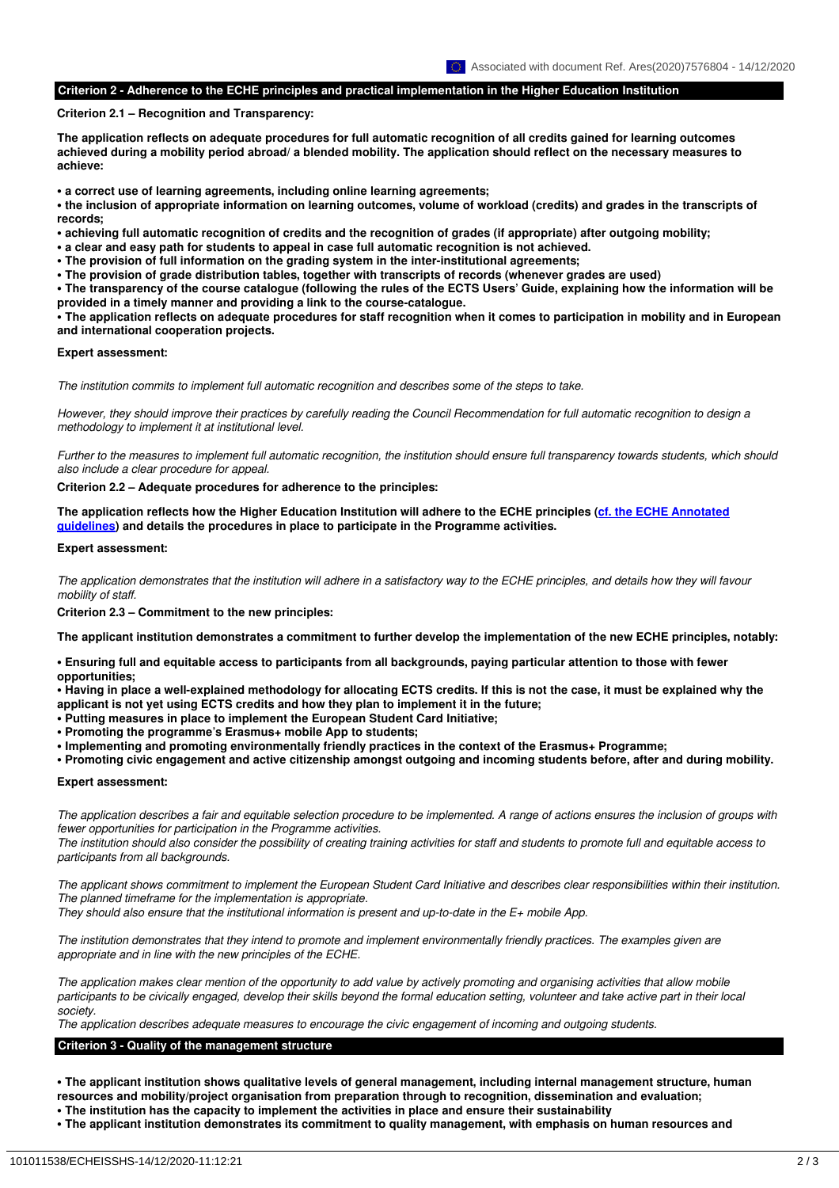## Criterion 2 - Adherence to the ECHE principles and practical implementation in the Higher Education Institution

**Criterion 2.1 – Recognition and Transparency:**

**The application reflects on adequate procedures for full automatic recognition of all credits gained for learning outcomes achieved during a mobility period abroad/ a blended mobility. The application should reflect on the necessary measures to achieve:**

- **a correct use of learning agreements, including online learning agreements;**
- **the inclusion of appropriate information on learning outcomes, volume of workload (credits) and grades in the transcripts of records;**
- **achieving full automatic recognition of credits and the recognition of grades (if appropriate) after outgoing mobility;**
- **a clear and easy path for students to appeal in case full automatic recognition is not achieved.**
- **The provision of full information on the grading system in the inter-institutional agreements;**
- **The provision of grade distribution tables, together with transcripts of records (whenever grades are used)**
- **The transparency of the course catalogue (following the rules of the ECTS Users' Guide, explaining how the information will be provided in a timely manner and providing a link to the course-catalogue.**
- **The application reflects on adequate procedures for staff recognition when it comes to participation in mobility and in European and international cooperation projects.**

**Expert assessment:**

*The institution commits to implement full automatic recognition and describes some of the steps to take.*

*However, they should improve their practices by carefully reading the Council Recommendation for full automatic recognition to design a methodology to implement it at institutional level.*

*Further to the measures to implement full automatic recognition, the institution should ensure full transparency towards students, which should also include a clear procedure for appeal.*

**Criterion 2.2 – Adequate procedures for adherence to the principles:**

**The application reflects how the Higher Education Institution will adhere to the ECHE principles (cf. the ECHE Annotated guidelines) and details the procedures in place to participate in the Programme activities.**

**Expert assessment:**

*The application demonstrates that the institution will adhere in a satisfactory way to the ECHE principles, and details how they will favour mobility of staff.*

**Criterion 2.3 – Commitment to the new principles:**

**The applicant institution demonstrates a commitment to further develop the implementation of the new ECHE principles, notably:**

- **Ensuring full and equitable access to participants from all backgrounds, paying particular attention to those with fewer opportunities;**
- **Having in place a well-explained methodology for allocating ECTS credits. If this is not the case, it must be explained why the applicant is not yet using ECTS credits and how they plan to implement it in the future;**
- **Putting measures in place to implement the European Student Card Initiative;**
- **Promoting the programme's Erasmus+ mobile App to students;**
- **Implementing and promoting environmentally friendly practices in the context of the Erasmus+ Programme;**
- **Promoting civic engagement and active citizenship amongst outgoing and incoming students before, after and during mobility.**

**Expert assessment:**

*The application describes a fair and equitable selection procedure to be implemented. A range of actions ensures the inclusion of groups with fewer opportunities for participation in the Programme activities.*
*The institution should also consider the possibility of creating training activities for staff and students to promote full and equitable access to participants from all backgrounds.*

*The applicant shows commitment to implement the European Student Card Initiative and describes clear responsibilities within their institution. The planned timeframe for the implementation is appropriate.*
*They should also ensure that the institutional information is present and up-to-date in the E+ mobile App.*

*The institution demonstrates that they intend to promote and implement environmentally friendly practices. The examples given are appropriate and in line with the new principles of the ECHE.*

*The application makes clear mention of the opportunity to add value by actively promoting and organising activities that allow mobile participants to be civically engaged, develop their skills beyond the formal education setting, volunteer and take active part in their local society.*
*The application describes adequate measures to encourage the civic engagement of incoming and outgoing students.*

## Criterion 3 - Quality of the management structure

- **The applicant institution shows qualitative levels of general management, including internal management structure, human resources and mobility/project organisation from preparation through to recognition, dissemination and evaluation;**
- **The institution has the capacity to implement the activities in place and ensure their sustainability**
- **The applicant institution demonstrates its commitment to quality management, with emphasis on human resources and**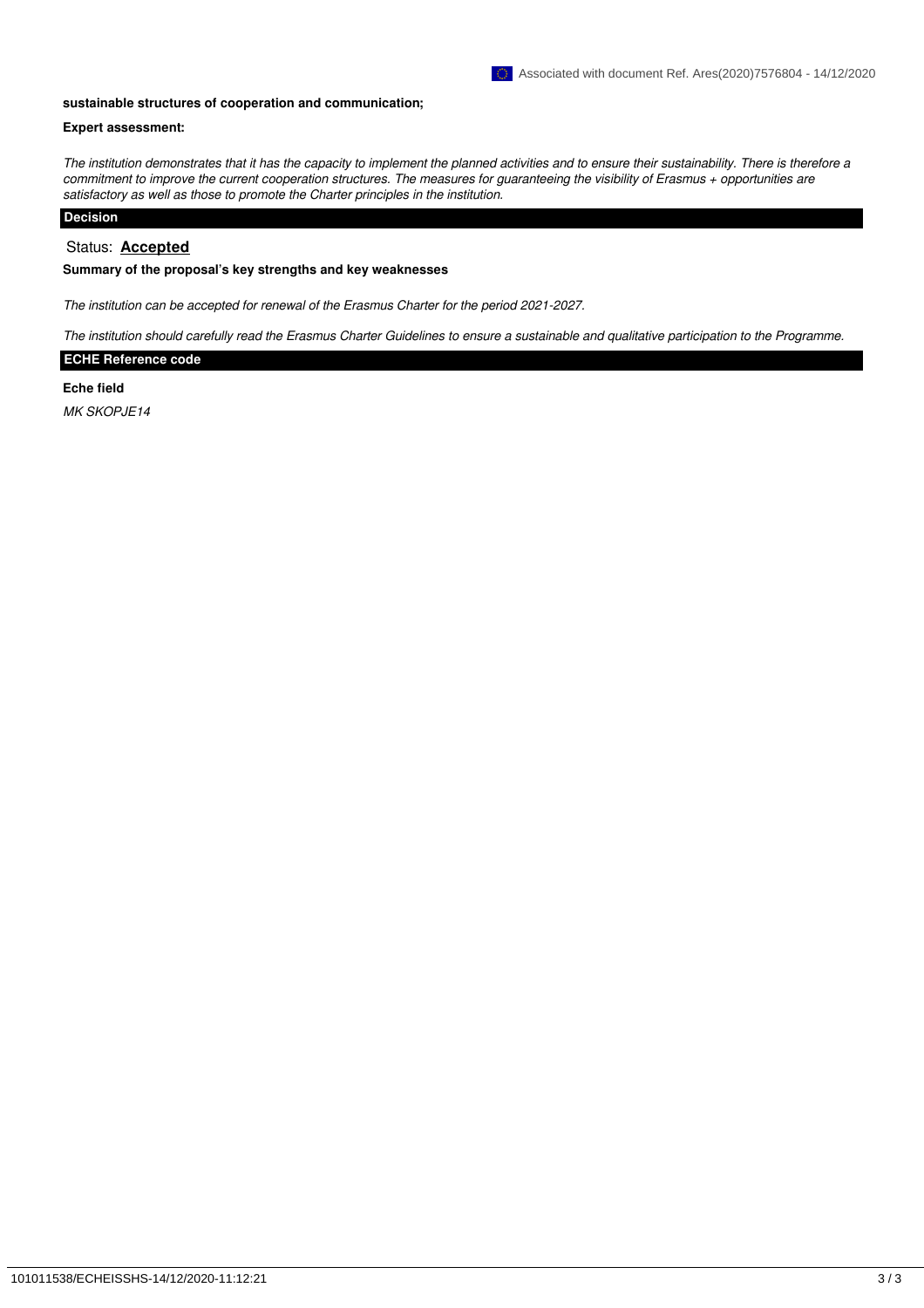**sustainable structures of cooperation and communication;**

**Expert assessment:**

*The institution demonstrates that it has the capacity to implement the planned activities and to ensure their sustainability. There is therefore a commitment to improve the current cooperation structures. The measures for guaranteeing the visibility of Erasmus + opportunities are satisfactory as well as those to promote the Charter principles in the institution.*

## Decision

Status: **Accepted**

**Summary of the proposal's key strengths and key weaknesses**

*The institution can be accepted for renewal of the Erasmus Charter for the period 2021-2027.*

*The institution should carefully read the Erasmus Charter Guidelines to ensure a sustainable and qualitative participation to the Programme.*

## ECHE Reference code

**Eche field**

*MK SKOPJE14*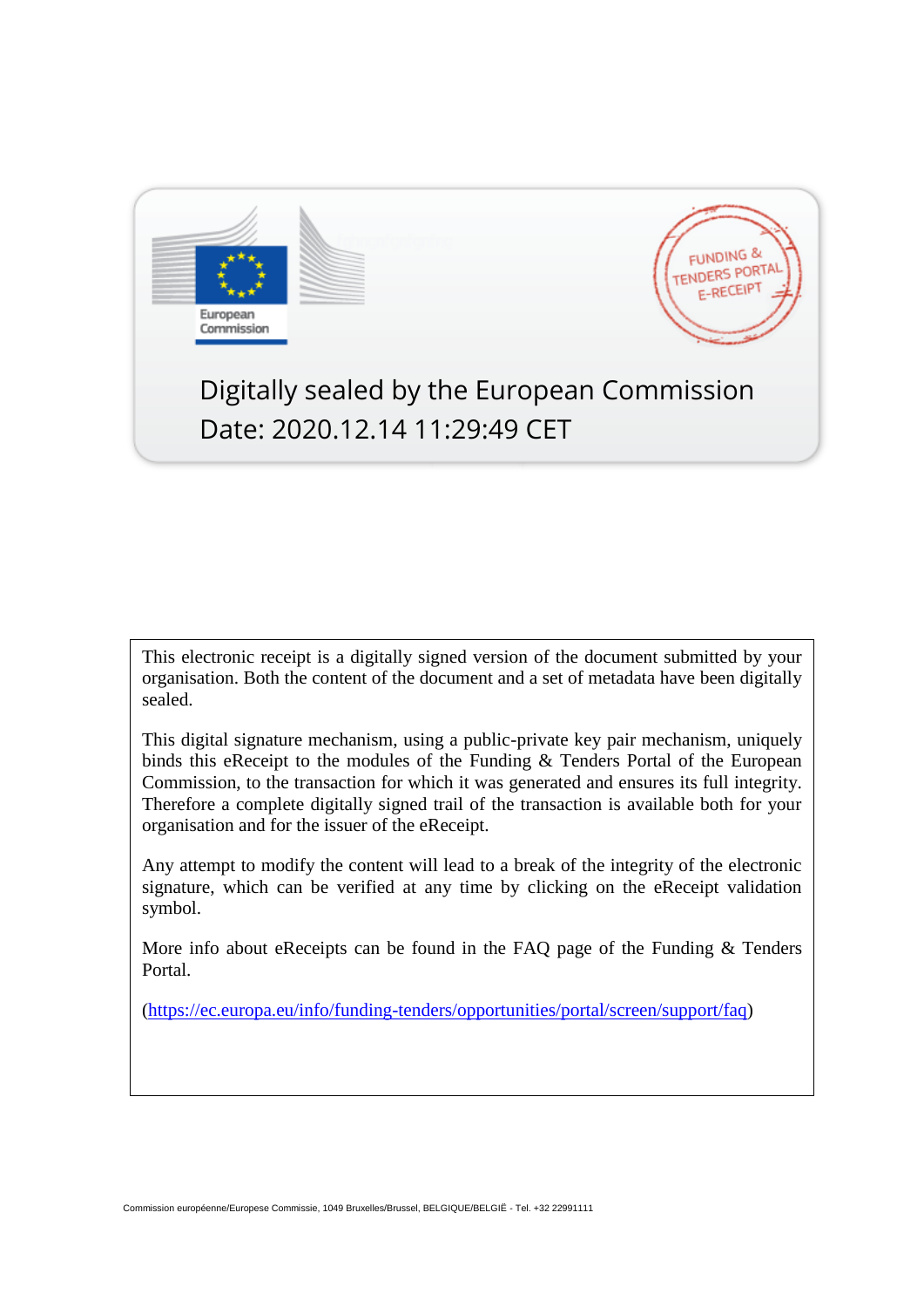European Commission

FUNDING & TENDERS PORTAL E-RECEIPT

Digitally sealed by the European Commission
Date: 2020.12.14 11:29:49 CET

This electronic receipt is a digitally signed version of the document submitted by your organisation. Both the content of the document and a set of metadata have been digitally sealed.

This digital signature mechanism, using a public-private key pair mechanism, uniquely binds this eReceipt to the modules of the Funding & Tenders Portal of the European Commission, to the transaction for which it was generated and ensures its full integrity. Therefore a complete digitally signed trail of the transaction is available both for your organisation and for the issuer of the eReceipt.

Any attempt to modify the content will lead to a break of the integrity of the electronic signature, which can be verified at any time by clicking on the eReceipt validation symbol.

More info about eReceipts can be found in the FAQ page of the Funding & Tenders Portal.

(https://ec.europa.eu/info/funding-tenders/opportunities/portal/screen/support/faq)

Commission européenne/Europese Commissie, 1049 Bruxelles/Brussel, BELGIQUE/BELGIË - Tel. +32 22991111